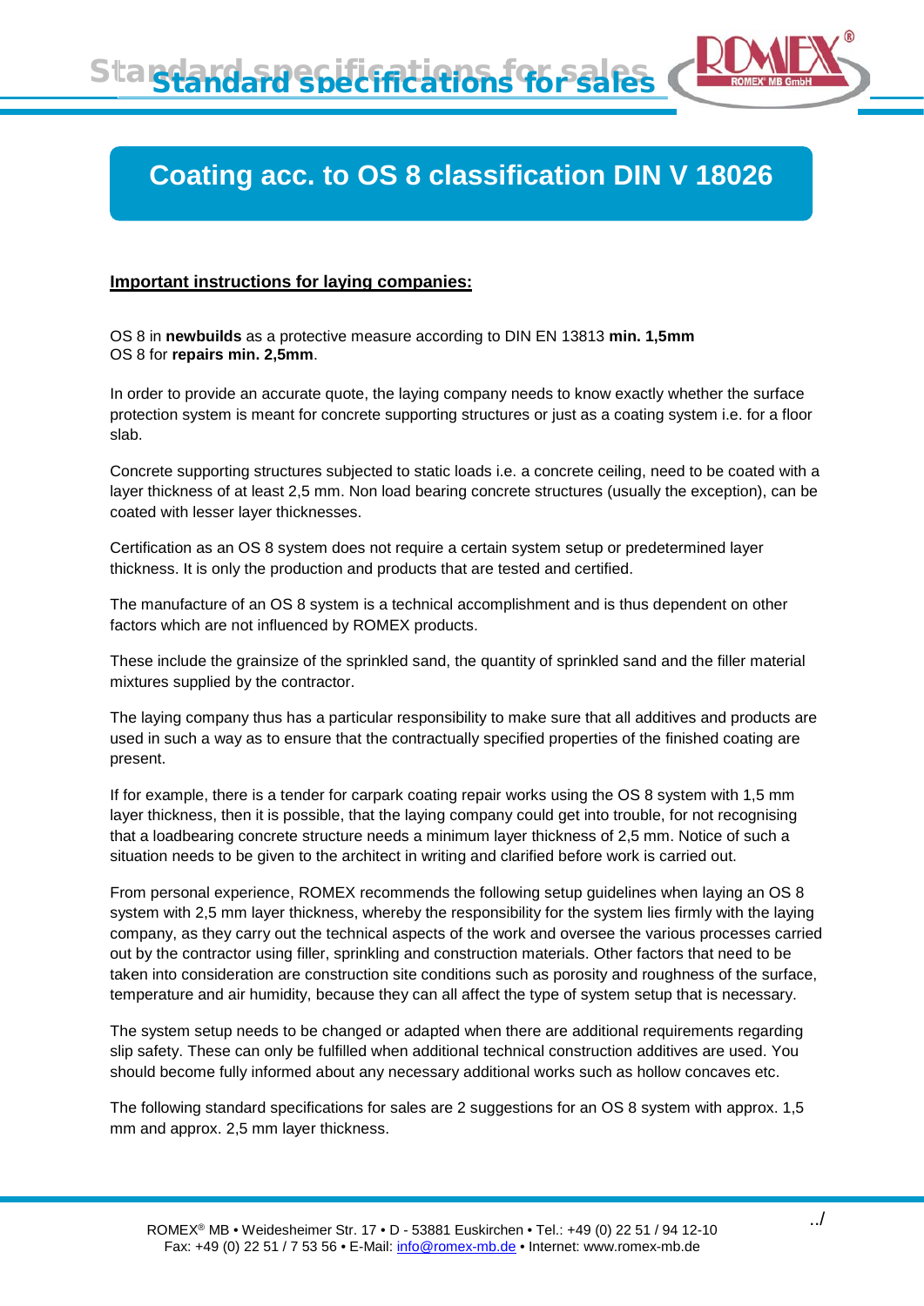# Coating acc. to OS 8 classification DIN V 18026

## Important instructions for laying companies:

OS 8 in **newbuilds** as a protective measure according to DIN EN 13813 **min. 1,5mm**
OS 8 for **repairs min. 2,5mm**.

In order to provide an accurate quote, the laying company needs to know exactly whether the surface protection system is meant for concrete supporting structures or just as a coating system i.e. for a floor slab.

Concrete supporting structures subjected to static loads i.e. a concrete ceiling, need to be coated with a layer thickness of at least 2,5 mm. Non load bearing concrete structures (usually the exception), can be coated with lesser layer thicknesses.

Certification as an OS 8 system does not require a certain system setup or predetermined layer thickness. It is only the production and products that are tested and certified.

The manufacture of an OS 8 system is a technical accomplishment and is thus dependent on other factors which are not influenced by ROMEX products.

These include the grainsize of the sprinkled sand, the quantity of sprinkled sand and the filler material mixtures supplied by the contractor.

The laying company thus has a particular responsibility to make sure that all additives and products are used in such a way as to ensure that the contractually specified properties of the finished coating are present.

If for example, there is a tender for carpark coating repair works using the OS 8 system with 1,5 mm layer thickness, then it is possible, that the laying company could get into trouble, for not recognising that a loadbearing concrete structure needs a minimum layer thickness of 2,5 mm. Notice of such a situation needs to be given to the architect in writing and clarified before work is carried out.

From personal experience, ROMEX recommends the following setup guidelines when laying an OS 8 system with 2,5 mm layer thickness, whereby the responsibility for the system lies firmly with the laying company, as they carry out the technical aspects of the work and oversee the various processes carried out by the contractor using filler, sprinkling and construction materials. Other factors that need to be taken into consideration are construction site conditions such as porosity and roughness of the surface, temperature and air humidity, because they can all affect the type of system setup that is necessary.

The system setup needs to be changed or adapted when there are additional requirements regarding slip safety. These can only be fulfilled when additional technical construction additives are used. You should become fully informed about any necessary additional works such as hollow concaves etc.

The following standard specifications for sales are 2 suggestions for an OS 8 system with approx. 1,5 mm and approx. 2,5 mm layer thickness.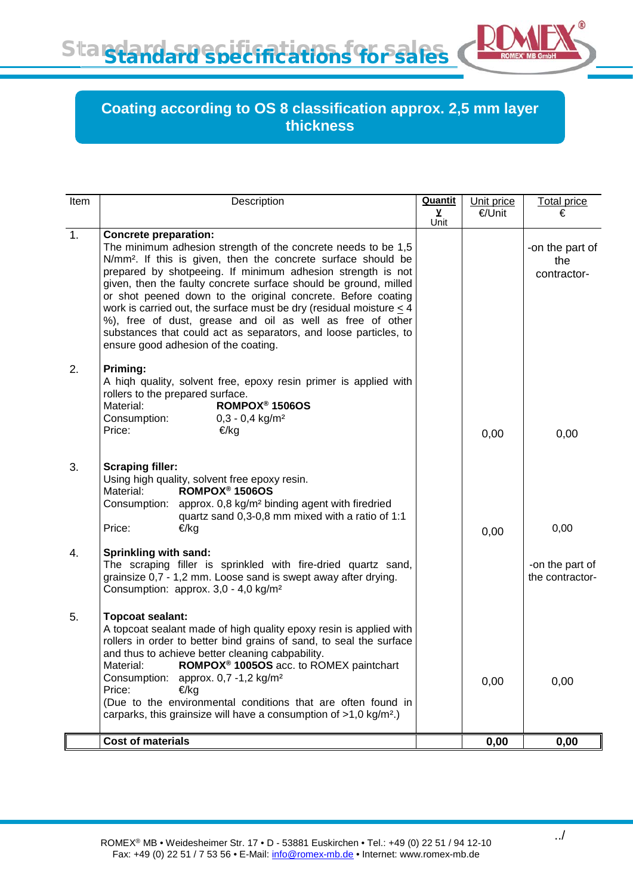## Coating according to OS 8 classification approx. 2,5 mm layer thickness

| Item | Description | Quantity Unit | Unit price €/Unit | Total price € |
|---|---|---|---|---|
| 1. | **Concrete preparation:** The minimum adhesion strength of the concrete needs to be 1,5 N/mm². If this is given, then the concrete surface should be prepared by shotpeeing. If minimum adhesion strength is not given, then the faulty concrete surface should be ground, milled or shot peened down to the original concrete. Before coating work is carried out, the surface must be dry (residual moisture ≤ 4 %), free of dust, grease and oil as well as free of other substances that could act as separators, and loose particles, to ensure good adhesion of the coating. | | | -on the part of the contractor- |
| 2. | **Priming:** A hiqh quality, solvent free, epoxy resin primer is applied with rollers to the prepared surface. Material: **ROMPOX® 1506OS** Consumption: 0,3 - 0,4 kg/m² Price: €/kg | | 0,00 | 0,00 |
| 3. | **Scraping filler:** Using high quality, solvent free epoxy resin. Material: **ROMPOX® 1506OS** Consumption: approx. 0,8 kg/m² binding agent with firedried quartz sand 0,3-0,8 mm mixed with a ratio of 1:1 Price: €/kg | | 0,00 | 0,00 |
| 4. | **Sprinkling with sand:** The scraping filler is sprinkled with fire-dried quartz sand, grainsize 0,7 - 1,2 mm. Loose sand is swept away after drying. Consumption: approx. 3,0 - 4,0 kg/m² | | | -on the part of the contractor- |
| 5. | **Topcoat sealant:** A topcoat sealant made of high quality epoxy resin is applied with rollers in order to better bind grains of sand, to seal the surface and thus to achieve better cleaning cabpability. Material: **ROMPOX® 1005OS** acc. to ROMEX paintchart Consumption: approx. 0,7 -1,2 kg/m² Price: €/kg (Due to the environmental conditions that are often found in carparks, this grainsize will have a consumption of >1,0 kg/m².) | | 0,00 | 0,00 |
| | **Cost of materials** | | **0,00** | **0,00** |

../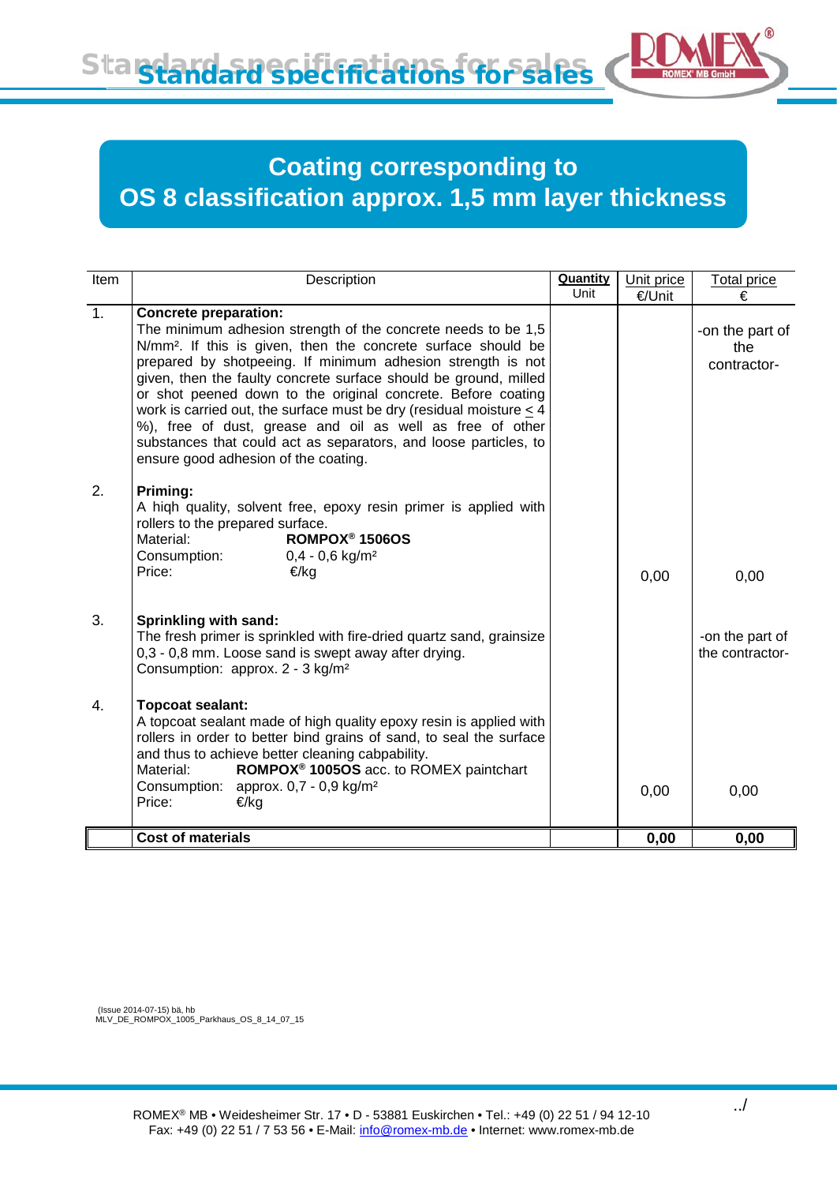# Coating corresponding to OS 8 classification approx. 1,5 mm layer thickness

| Item | Description | Quantity Unit | Unit price €/Unit | Total price € |
|---|---|---|---|---|
| 1. | **Concrete preparation:** The minimum adhesion strength of the concrete needs to be 1,5 N/mm². If this is given, then the concrete surface should be prepared by shotpeeing. If minimum adhesion strength is not given, then the faulty concrete surface should be ground, milled or shot peened down to the original concrete. Before coating work is carried out, the surface must be dry (residual moisture < 4 %), free of dust, grease and oil as well as free of other substances that could act as separators, and loose particles, to ensure good adhesion of the coating. | | | -on the part of the contractor- |
| 2. | **Priming:** A hiqh quality, solvent free, epoxy resin primer is applied with rollers to the prepared surface. Material: **ROMPOX® 1506OS** Consumption: 0,4 - 0,6 kg/m² Price: €/kg | | 0,00 | 0,00 |
| 3. | **Sprinkling with sand:** The fresh primer is sprinkled with fire-dried quartz sand, grainsize 0,3 - 0,8 mm. Loose sand is swept away after drying. Consumption: approx. 2 - 3 kg/m² | | | -on the part of the contractor- |
| 4. | **Topcoat sealant:** A topcoat sealant made of high quality epoxy resin is applied with rollers in order to better bind grains of sand, to seal the surface and thus to achieve better cleaning cabpability. Material: **ROMPOX® 1005OS** acc. to ROMEX paintchart Consumption: approx. 0,7 - 0,9 kg/m² Price: €/kg | | 0,00 | 0,00 |
| | **Cost of materials** | | **0,00** | **0,00** |

(Issue 2014-07-15) bä, hb
MLV_DE_ROMPOX_1005_Parkhaus_OS_8_14_07_15

ROMEX® MB • Weidesheimer Str. 17 • D - 53881 Euskirchen • Tel.: +49 (0) 22 51 / 94 12-10
Fax: +49 (0) 22 51 / 7 53 56 • E-Mail: info@romex-mb.de • Internet: www.romex-mb.de